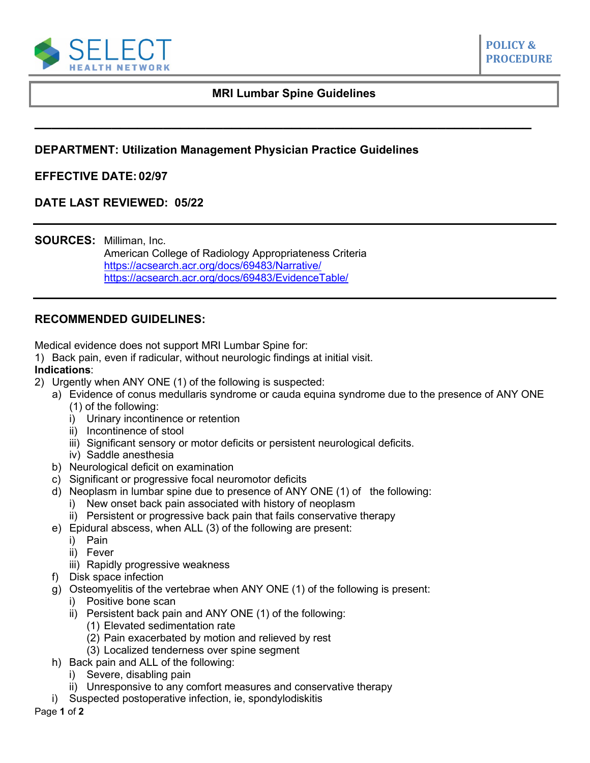SELECT HEALTH NETWORK

POLICY & PROCEDURE

# MRI Lumbar Spine Guidelines

---

**DEPARTMENT: Utilization Management Physician Practice Guidelines**

**EFFECTIVE DATE: 02/97**

**DATE LAST REVIEWED: 05/22**

---

**SOURCES:** Milliman, Inc.
American College of Radiology Appropriateness Criteria
https://acsearch.acr.org/docs/69483/Narrative/
https://acsearch.acr.org/docs/69483/EvidenceTable/

---

## RECOMMENDED GUIDELINES:

Medical evidence does not support MRI Lumbar Spine for:

1) Back pain, even if radicular, without neurologic findings at initial visit.

**Indications**:

2) Urgently when ANY ONE (1) of the following is suspected:
   - a) Evidence of conus medullaris syndrome or cauda equina syndrome due to the presence of ANY ONE (1) of the following:
     - i) Urinary incontinence or retention
     - ii) Incontinence of stool
     - iii) Significant sensory or motor deficits or persistent neurological deficits.
     - iv) Saddle anesthesia
   - b) Neurological deficit on examination
   - c) Significant or progressive focal neuromotor deficits
   - d) Neoplasm in lumbar spine due to presence of ANY ONE (1) of the following:
     - i) New onset back pain associated with history of neoplasm
     - ii) Persistent or progressive back pain that fails conservative therapy
   - e) Epidural abscess, when ALL (3) of the following are present:
     - i) Pain
     - ii) Fever
     - iii) Rapidly progressive weakness
   - f) Disk space infection
   - g) Osteomyelitis of the vertebrae when ANY ONE (1) of the following is present:
     - i) Positive bone scan
     - ii) Persistent back pain and ANY ONE (1) of the following:
       - (1) Elevated sedimentation rate
       - (2) Pain exacerbated by motion and relieved by rest
       - (3) Localized tenderness over spine segment
   - h) Back pain and ALL of the following:
     - i) Severe, disabling pain
     - ii) Unresponsive to any comfort measures and conservative therapy
   - i) Suspected postoperative infection, ie, spondylodiskitis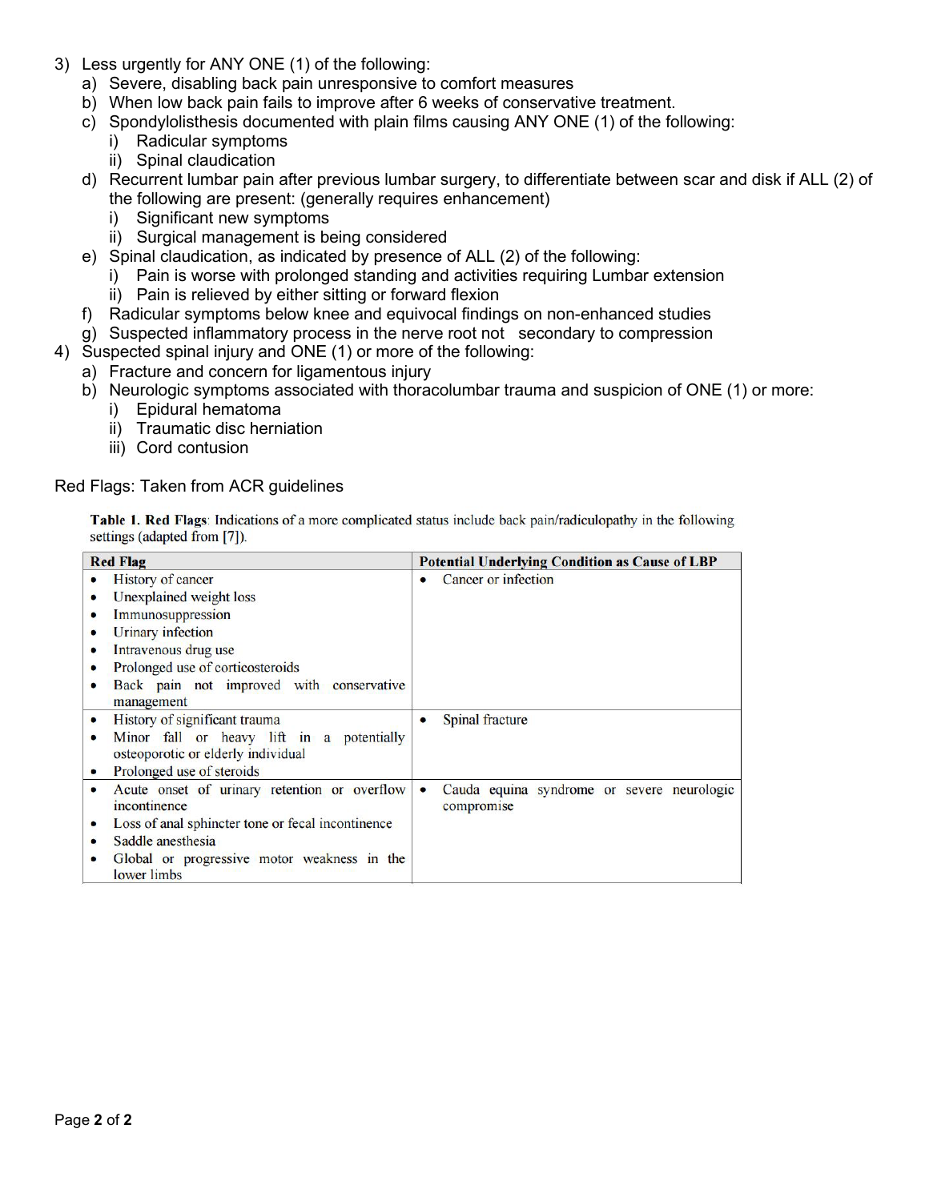3) Less urgently for ANY ONE (1) of the following:
   a) Severe, disabling back pain unresponsive to comfort measures
   b) When low back pain fails to improve after 6 weeks of conservative treatment.
   c) Spondylolisthesis documented with plain films causing ANY ONE (1) of the following:
      i) Radicular symptoms
      ii) Spinal claudication
   d) Recurrent lumbar pain after previous lumbar surgery, to differentiate between scar and disk if ALL (2) of the following are present: (generally requires enhancement)
      i) Significant new symptoms
      ii) Surgical management is being considered
   e) Spinal claudication, as indicated by presence of ALL (2) of the following:
      i) Pain is worse with prolonged standing and activities requiring Lumbar extension
      ii) Pain is relieved by either sitting or forward flexion
   f) Radicular symptoms below knee and equivocal findings on non-enhanced studies
   g) Suspected inflammatory process in the nerve root not secondary to compression
4) Suspected spinal injury and ONE (1) or more of the following:
   a) Fracture and concern for ligamentous injury
   b) Neurologic symptoms associated with thoracolumbar trauma and suspicion of ONE (1) or more:
      i) Epidural hematoma
      ii) Traumatic disc herniation
      iii) Cord contusion

Red Flags: Taken from ACR guidelines

**Table 1. Red Flags**: Indications of a more complicated status include back pain/radiculopathy in the following settings (adapted from [7]).

| Red Flag | Potential Underlying Condition as Cause of LBP |
|---|---|
| • History of cancer<br>• Unexplained weight loss<br>• Immunosuppression<br>• Urinary infection<br>• Intravenous drug use<br>• Prolonged use of corticosteroids<br>• Back pain not improved with conservative management | • Cancer or infection |
| • History of significant trauma<br>• Minor fall or heavy lift in a potentially osteoporotic or elderly individual<br>• Prolonged use of steroids | • Spinal fracture |
| • Acute onset of urinary retention or overflow incontinence<br>• Loss of anal sphincter tone or fecal incontinence<br>• Saddle anesthesia<br>• Global or progressive motor weakness in the lower limbs | • Cauda equina syndrome or severe neurologic compromise |